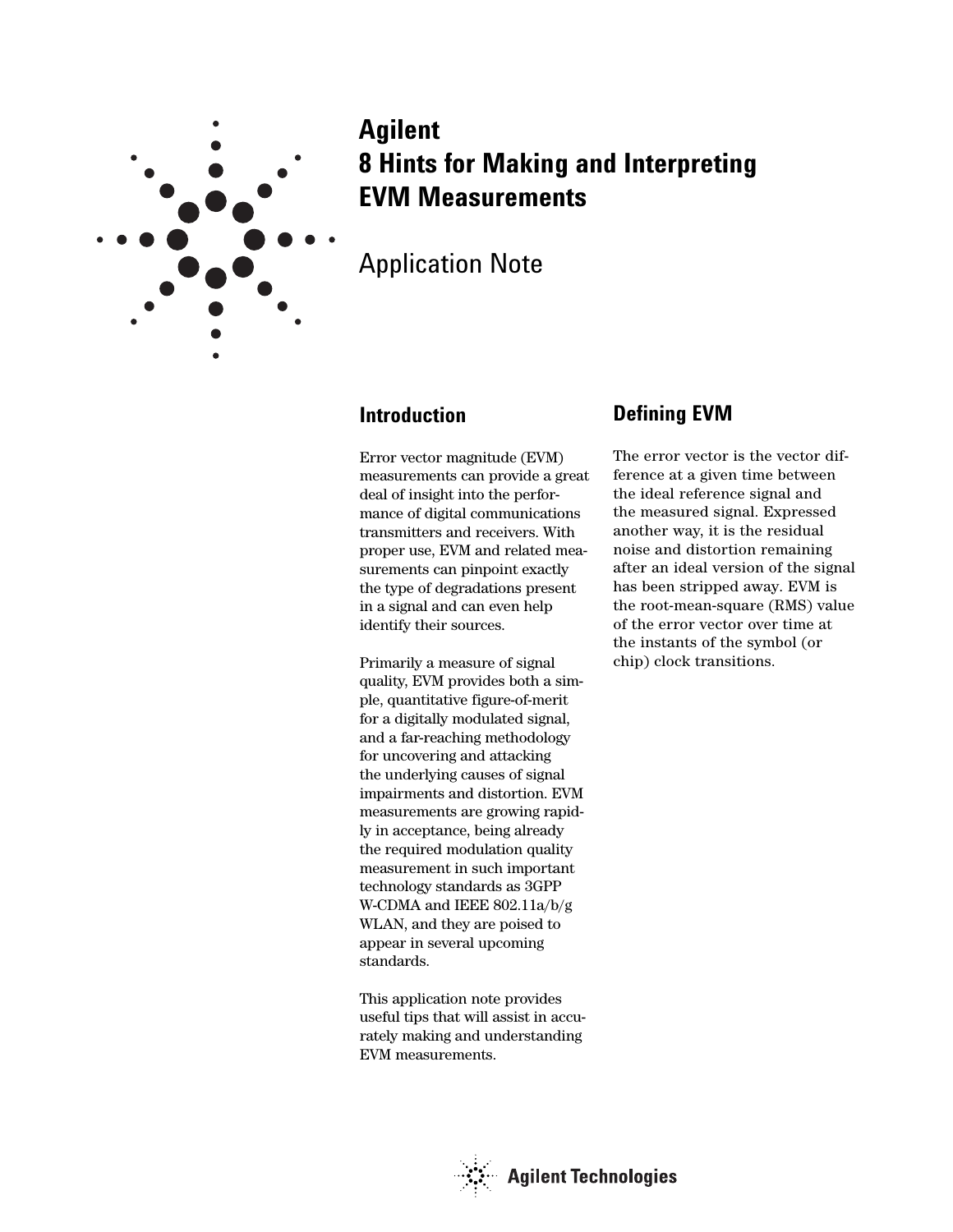# Agilent
# 8 Hints for Making and Interpreting EVM Measurements

## Application Note

## Introduction

Error vector magnitude (EVM) measurements can provide a great deal of insight into the performance of digital communications transmitters and receivers. With proper use, EVM and related measurements can pinpoint exactly the type of degradations present in a signal and can even help identify their sources.

Primarily a measure of signal quality, EVM provides both a simple, quantitative figure-of-merit for a digitally modulated signal, and a far-reaching methodology for uncovering and attacking the underlying causes of signal impairments and distortion. EVM measurements are growing rapidly in acceptance, being already the required modulation quality measurement in such important technology standards as 3GPP W-CDMA and IEEE 802.11a/b/g WLAN, and they are poised to appear in several upcoming standards.

This application note provides useful tips that will assist in accurately making and understanding EVM measurements.

## Defining EVM

The error vector is the vector difference at a given time between the ideal reference signal and the measured signal. Expressed another way, it is the residual noise and distortion remaining after an ideal version of the signal has been stripped away. EVM is the root-mean-square (RMS) value of the error vector over time at the instants of the symbol (or chip) clock transitions.

Agilent Technologies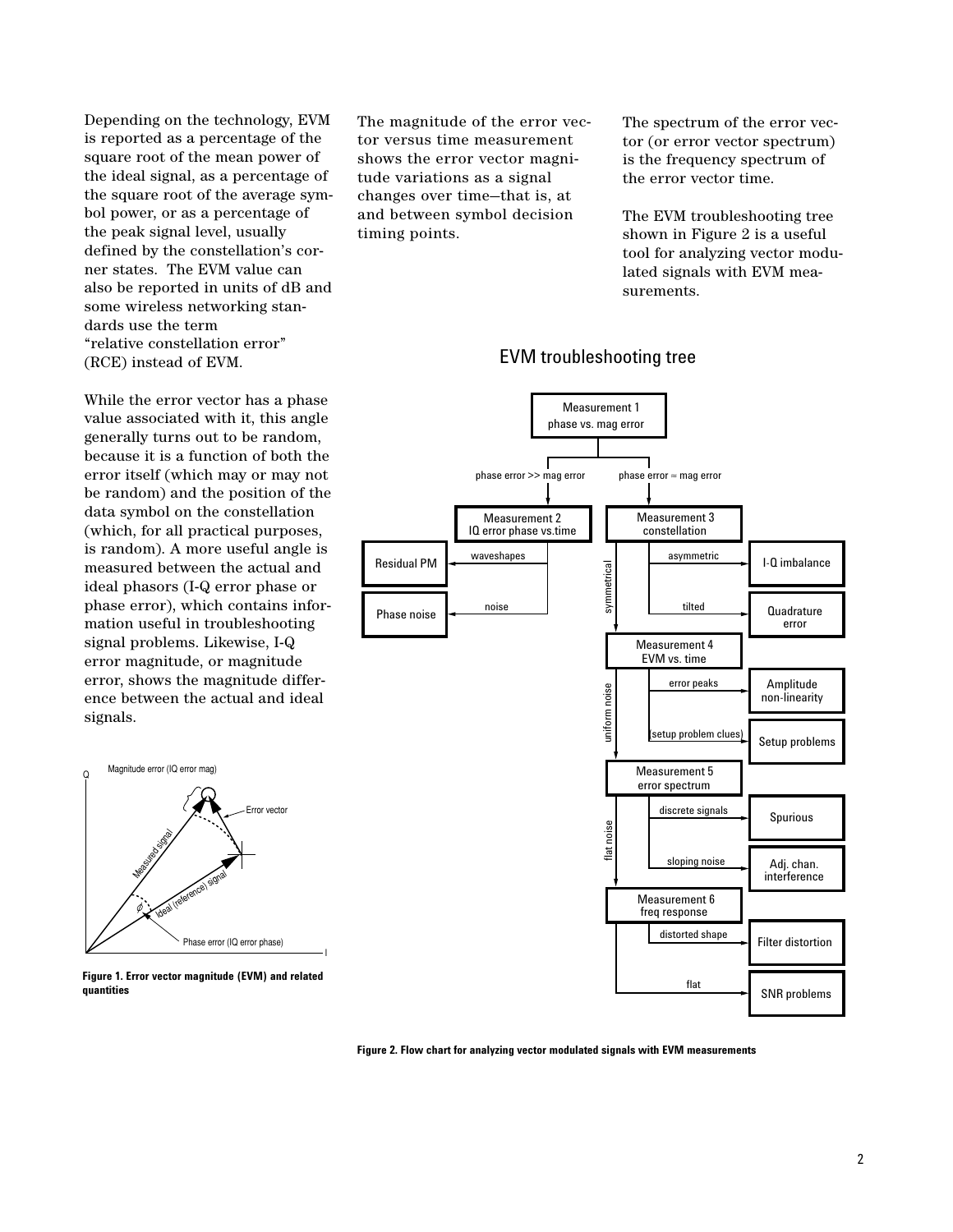Depending on the technology, EVM is reported as a percentage of the square root of the mean power of the ideal signal, as a percentage of the square root of the average symbol power, or as a percentage of the peak signal level, usually defined by the constellation's corner states. The EVM value can also be reported in units of dB and some wireless networking standards use the term "relative constellation error" (RCE) instead of EVM.

While the error vector has a phase value associated with it, this angle generally turns out to be random, because it is a function of both the error itself (which may or may not be random) and the position of the data symbol on the constellation (which, for all practical purposes, is random). A more useful angle is measured between the actual and ideal phasors (I-Q error phase or phase error), which contains information useful in troubleshooting signal problems. Likewise, I-Q error magnitude, or magnitude error, shows the magnitude difference between the actual and ideal signals.

**Figure 1. Error vector magnitude (EVM) and related quantities**

The magnitude of the error vector versus time measurement shows the error vector magnitude variations as a signal changes over time—that is, at and between symbol decision timing points.

The spectrum of the error vector (or error vector spectrum) is the frequency spectrum of the error vector time.

The EVM troubleshooting tree shown in Figure 2 is a useful tool for analyzing vector modulated signals with EVM measurements.

**Figure 2. Flow chart for analyzing vector modulated signals with EVM measurements**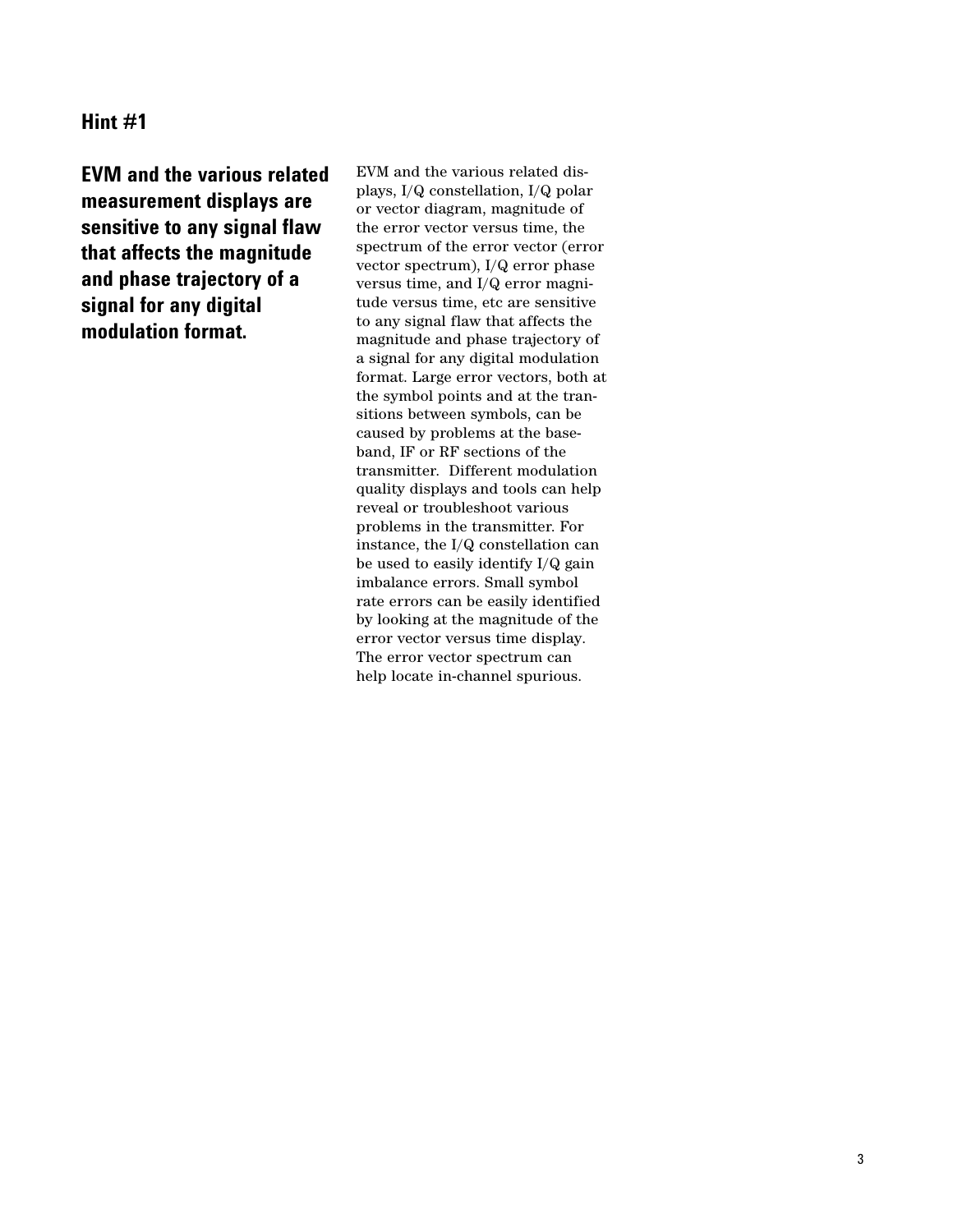## Hint #1

**EVM and the various related measurement displays are sensitive to any signal flaw that affects the magnitude and phase trajectory of a signal for any digital modulation format.**

EVM and the various related displays, I/Q constellation, I/Q polar or vector diagram, magnitude of the error vector versus time, the spectrum of the error vector (error vector spectrum), I/Q error phase versus time, and I/Q error magnitude versus time, etc are sensitive to any signal flaw that affects the magnitude and phase trajectory of a signal for any digital modulation format. Large error vectors, both at the symbol points and at the transitions between symbols, can be caused by problems at the baseband, IF or RF sections of the transmitter. Different modulation quality displays and tools can help reveal or troubleshoot various problems in the transmitter. For instance, the I/Q constellation can be used to easily identify I/Q gain imbalance errors. Small symbol rate errors can be easily identified by looking at the magnitude of the error vector versus time display. The error vector spectrum can help locate in-channel spurious.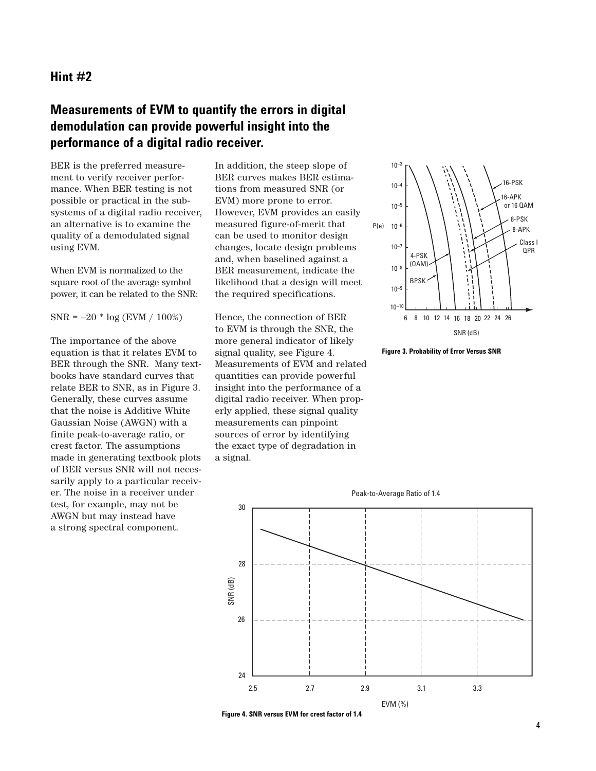## Hint #2

### Measurements of EVM to quantify the errors in digital demodulation can provide powerful insight into the performance of a digital radio receiver.

BER is the preferred measurement to verify receiver performance. When BER testing is not possible or practical in the subsystems of a digital radio receiver, an alternative is to examine the quality of a demodulated signal using EVM.

When EVM is normalized to the square root of the average symbol power, it can be related to the SNR:

$$\text{SNR} = -20 * \log(\text{EVM} / 100\%)$$

The importance of the above equation is that it relates EVM to BER through the SNR. Many textbooks have standard curves that relate BER to SNR, as in Figure 3. Generally, these curves assume that the noise is Additive White Gaussian Noise (AWGN) with a finite peak-to-average ratio, or crest factor. The assumptions made in generating textbook plots of BER versus SNR will not necessarily apply to a particular receiver. The noise in a receiver under test, for example, may not be AWGN but may instead have a strong spectral component.

In addition, the steep slope of BER curves makes BER estimations from measured SNR (or EVM) more prone to error. However, EVM provides an easily measured figure-of-merit that can be used to monitor design changes, locate design problems and, when baselined against a BER measurement, indicate the likelihood that a design will meet the required specifications.

Hence, the connection of BER to EVM is through the SNR, the more general indicator of likely signal quality, see Figure 4. Measurements of EVM and related quantities can provide powerful insight into the performance of a digital radio receiver. When properly applied, these signal quality measurements can pinpoint sources of error by identifying the exact type of degradation in a signal.

**Figure 3. Probability of Error Versus SNR**

**Figure 4. SNR versus EVM for crest factor of 1.4**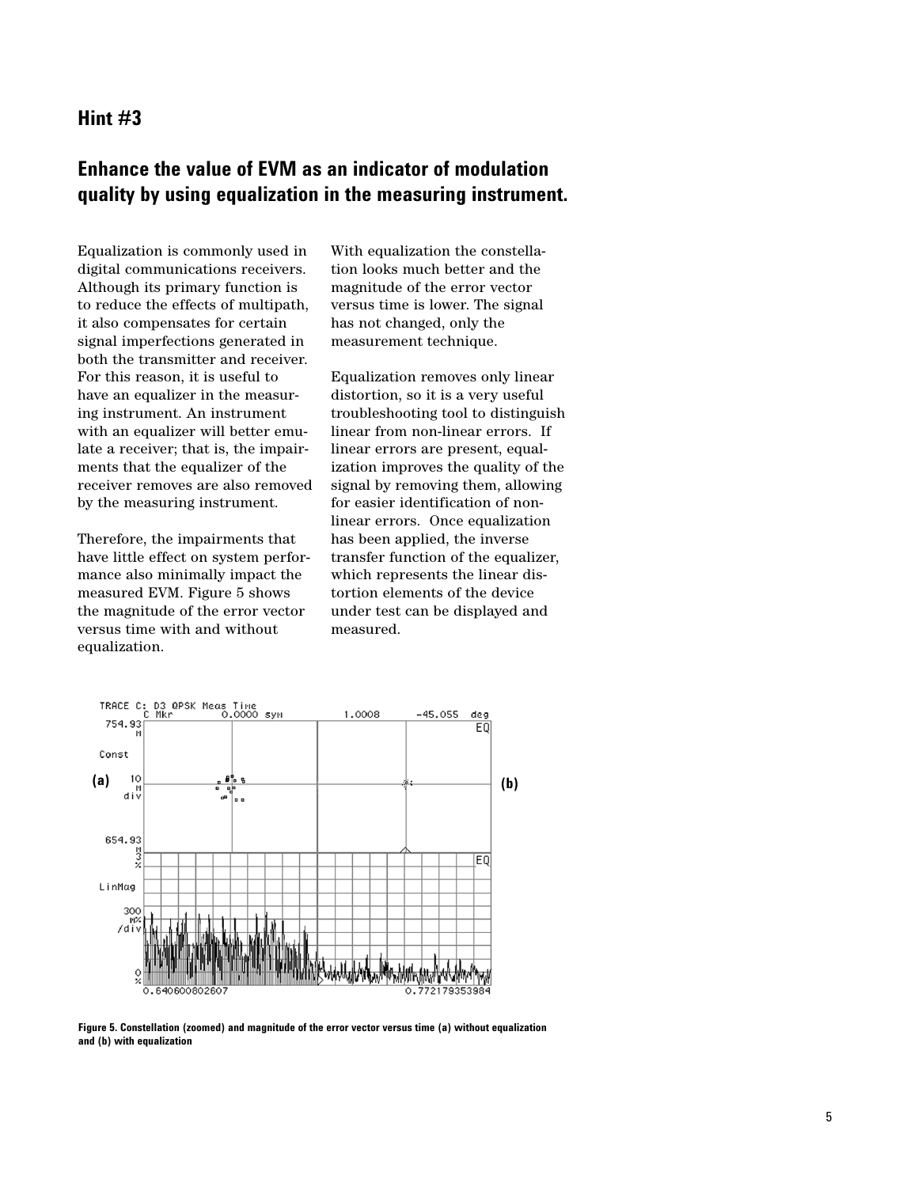## Hint #3

### Enhance the value of EVM as an indicator of modulation quality by using equalization in the measuring instrument.

Equalization is commonly used in digital communications receivers. Although its primary function is to reduce the effects of multipath, it also compensates for certain signal imperfections generated in both the transmitter and receiver. For this reason, it is useful to have an equalizer in the measuring instrument. An instrument with an equalizer will better emulate a receiver; that is, the impairments that the equalizer of the receiver removes are also removed by the measuring instrument.

Therefore, the impairments that have little effect on system performance also minimally impact the measured EVM. Figure 5 shows the magnitude of the error vector versus time with and without equalization.

With equalization the constellation looks much better and the magnitude of the error vector versus time is lower. The signal has not changed, only the measurement technique.

Equalization removes only linear distortion, so it is a very useful troubleshooting tool to distinguish linear from non-linear errors. If linear errors are present, equalization improves the quality of the signal by removing them, allowing for easier identification of non-linear errors. Once equalization has been applied, the inverse transfer function of the equalizer, which represents the linear distortion elements of the device under test can be displayed and measured.

**Figure 5. Constellation (zoomed) and magnitude of the error vector versus time (a) without equalization and (b) with equalization**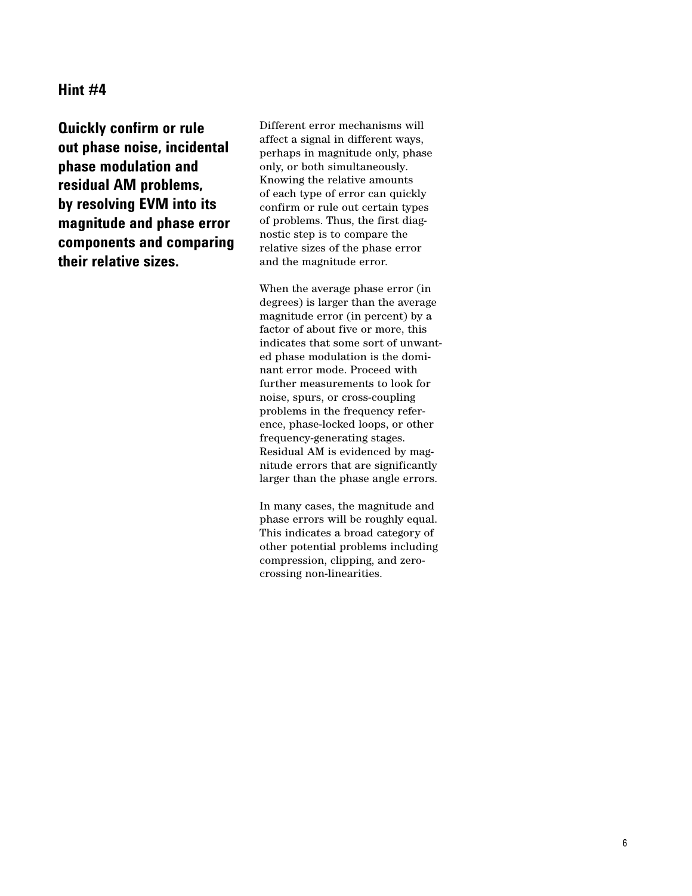## Hint #4

**Quickly confirm or rule out phase noise, incidental phase modulation and residual AM problems, by resolving EVM into its magnitude and phase error components and comparing their relative sizes.**

Different error mechanisms will affect a signal in different ways, perhaps in magnitude only, phase only, or both simultaneously. Knowing the relative amounts of each type of error can quickly confirm or rule out certain types of problems. Thus, the first diagnostic step is to compare the relative sizes of the phase error and the magnitude error.

When the average phase error (in degrees) is larger than the average magnitude error (in percent) by a factor of about five or more, this indicates that some sort of unwanted phase modulation is the dominant error mode. Proceed with further measurements to look for noise, spurs, or cross-coupling problems in the frequency reference, phase-locked loops, or other frequency-generating stages. Residual AM is evidenced by magnitude errors that are significantly larger than the phase angle errors.

In many cases, the magnitude and phase errors will be roughly equal. This indicates a broad category of other potential problems including compression, clipping, and zero-crossing non-linearities.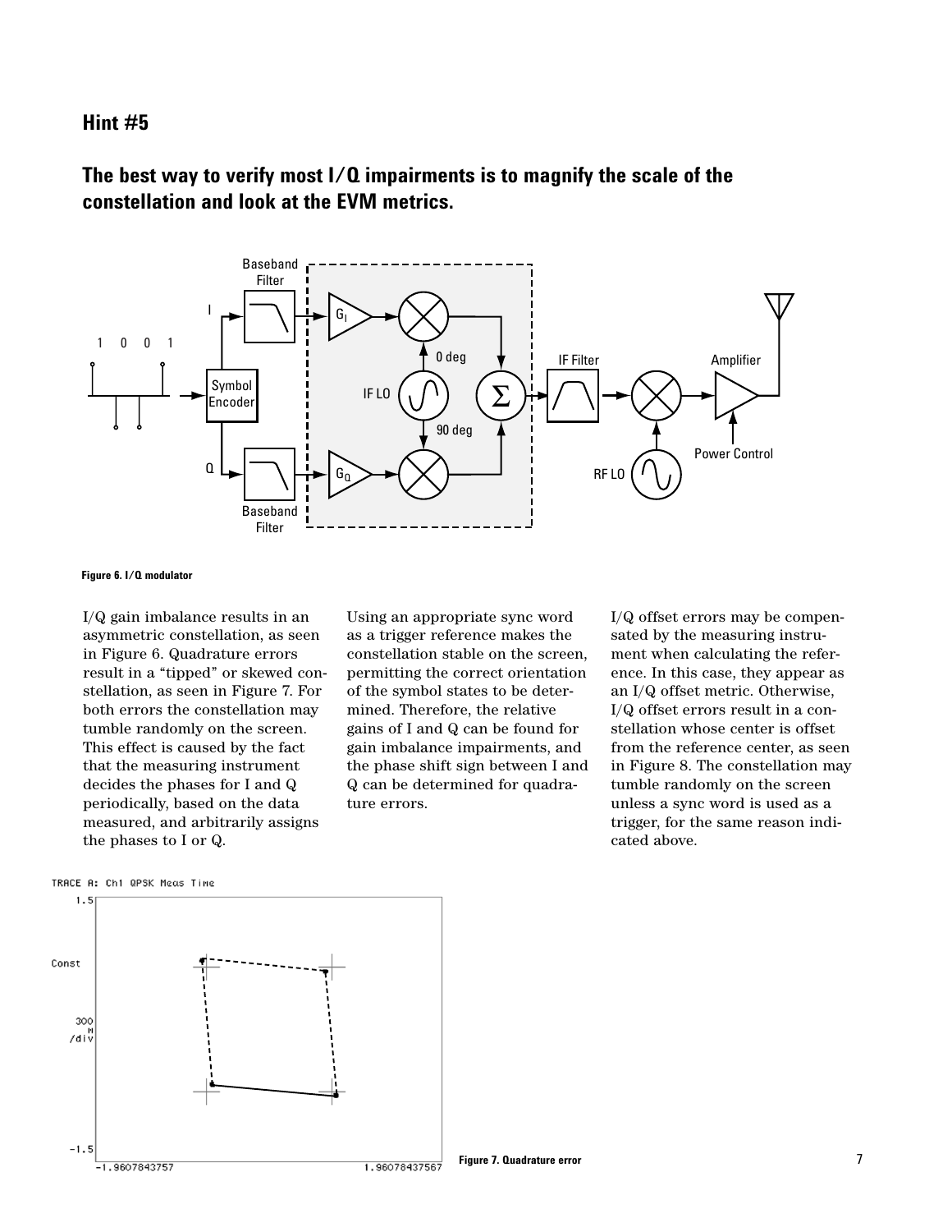## Hint #5

### The best way to verify most I/Q impairments is to magnify the scale of the constellation and look at the EVM metrics.

Figure 6. I/Q modulator

I/Q gain imbalance results in an asymmetric constellation, as seen in Figure 6. Quadrature errors result in a "tipped" or skewed constellation, as seen in Figure 7. For both errors the constellation may tumble randomly on the screen. This effect is caused by the fact that the measuring instrument decides the phases for I and Q periodically, based on the data measured, and arbitrarily assigns the phases to I or Q.

Using an appropriate sync word as a trigger reference makes the constellation stable on the screen, permitting the correct orientation of the symbol states to be determined. Therefore, the relative gains of I and Q can be found for gain imbalance impairments, and the phase shift sign between I and Q can be determined for quadrature errors.

I/Q offset errors may be compensated by the measuring instrument when calculating the reference. In this case, they appear as an I/Q offset metric. Otherwise, I/Q offset errors result in a constellation whose center is offset from the reference center, as seen in Figure 8. The constellation may tumble randomly on the screen unless a sync word is used as a trigger, for the same reason indicated above.

Figure 7. Quadrature error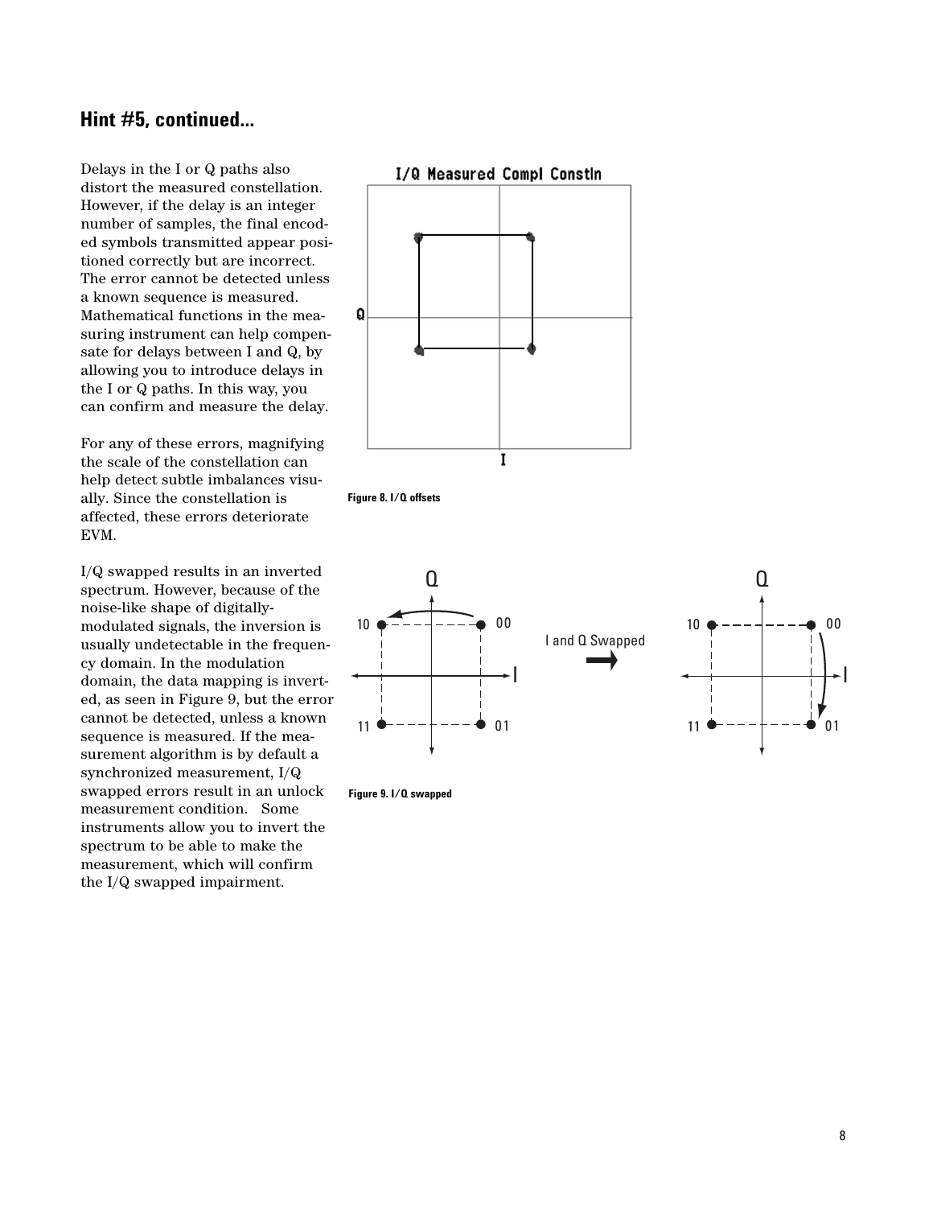## Hint #5, continued...

Delays in the I or Q paths also distort the measured constellation. However, if the delay is an integer number of samples, the final encoded symbols transmitted appear positioned correctly but are incorrect. The error cannot be detected unless a known sequence is measured. Mathematical functions in the measuring instrument can help compensate for delays between I and Q, by allowing you to introduce delays in the I or Q paths. In this way, you can confirm and measure the delay.

For any of these errors, magnifying the scale of the constellation can help detect subtle imbalances visually. Since the constellation is affected, these errors deteriorate EVM.

I/Q swapped results in an inverted spectrum. However, because of the noise-like shape of digitally-modulated signals, the inversion is usually undetectable in the frequency domain. In the modulation domain, the data mapping is inverted, as seen in Figure 9, but the error cannot be detected, unless a known sequence is measured. If the measurement algorithm is by default a synchronized measurement, I/Q swapped errors result in an unlock measurement condition. Some instruments allow you to invert the spectrum to be able to make the measurement, which will confirm the I/Q swapped impairment.

Figure 8. I/Q offsets

Figure 9. I/Q swapped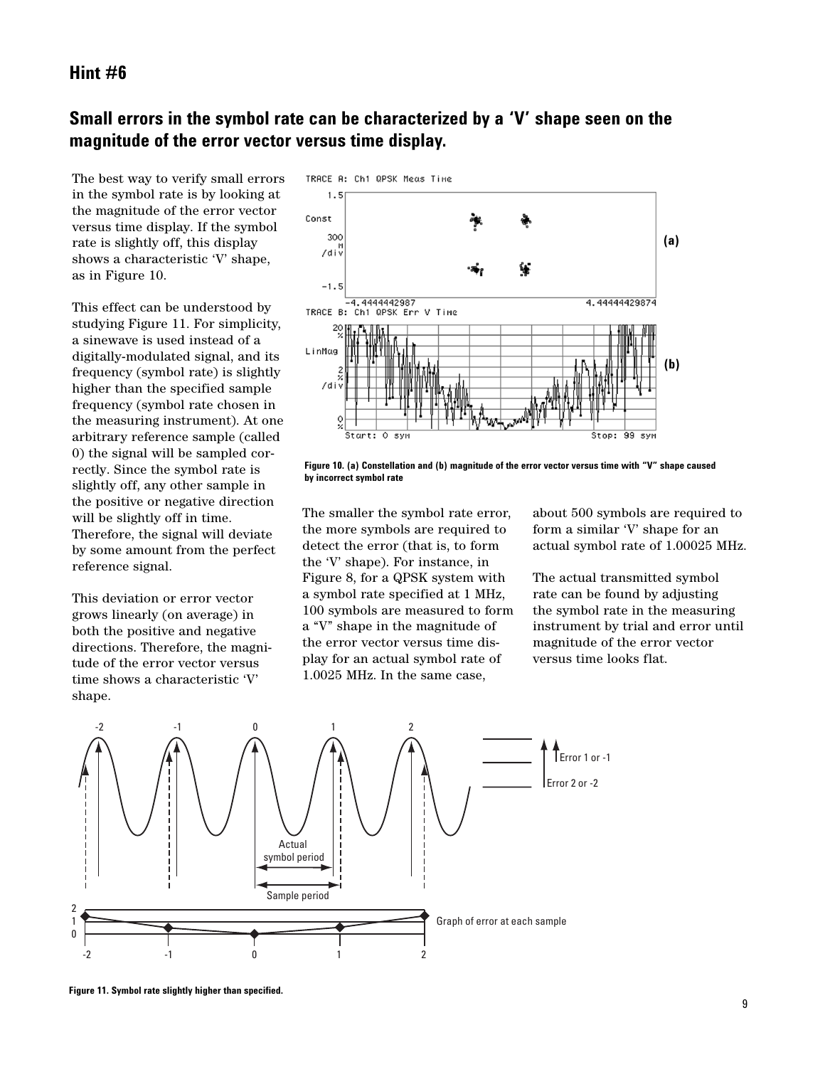## Hint #6

### Small errors in the symbol rate can be characterized by a 'V' shape seen on the magnitude of the error vector versus time display.

The best way to verify small errors in the symbol rate is by looking at the magnitude of the error vector versus time display. If the symbol rate is slightly off, this display shows a characteristic 'V' shape, as in Figure 10.

This effect can be understood by studying Figure 11. For simplicity, a sinewave is used instead of a digitally-modulated signal, and its frequency (symbol rate) is slightly higher than the specified sample frequency (symbol rate chosen in the measuring instrument). At one arbitrary reference sample (called 0) the signal will be sampled correctly. Since the symbol rate is slightly off, any other sample in the positive or negative direction will be slightly off in time. Therefore, the signal will deviate by some amount from the perfect reference signal.

This deviation or error vector grows linearly (on average) in both the positive and negative directions. Therefore, the magnitude of the error vector versus time shows a characteristic 'V' shape.

**Figure 10. (a) Constellation and (b) magnitude of the error vector versus time with "V" shape caused by incorrect symbol rate**

The smaller the symbol rate error, the more symbols are required to detect the error (that is, to form the 'V' shape). For instance, in Figure 8, for a QPSK system with a symbol rate specified at 1 MHz, 100 symbols are measured to form a "V" shape in the magnitude of the error vector versus time display for an actual symbol rate of 1.0025 MHz. In the same case, about 500 symbols are required to form a similar 'V' shape for an actual symbol rate of 1.00025 MHz.

The actual transmitted symbol rate can be found by adjusting the symbol rate in the measuring instrument by trial and error until magnitude of the error vector versus time looks flat.

**Figure 11. Symbol rate slightly higher than specified.**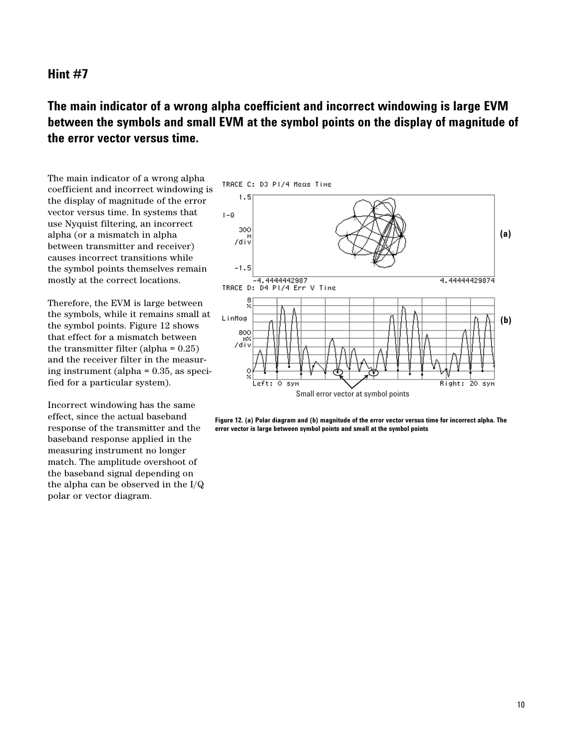## Hint #7

### The main indicator of a wrong alpha coefficient and incorrect windowing is large EVM between the symbols and small EVM at the symbol points on the display of magnitude of the error vector versus time.

The main indicator of a wrong alpha coefficient and incorrect windowing is the display of magnitude of the error vector versus time. In systems that use Nyquist filtering, an incorrect alpha (or a mismatch in alpha between transmitter and receiver) causes incorrect transitions while the symbol points themselves remain mostly at the correct locations.

Therefore, the EVM is large between the symbols, while it remains small at the symbol points. Figure 12 shows that effect for a mismatch between the transmitter filter (alpha = 0.25) and the receiver filter in the measuring instrument (alpha = 0.35, as specified for a particular system).

Incorrect windowing has the same effect, since the actual baseband response of the transmitter and the baseband response applied in the measuring instrument no longer match. The amplitude overshoot of the baseband signal depending on the alpha can be observed in the I/Q polar or vector diagram.

Small error vector at symbol points

**Figure 12. (a) Polar diagram and (b) magnitude of the error vector versus time for incorrect alpha. The error vector is large between symbol points and small at the symbol points**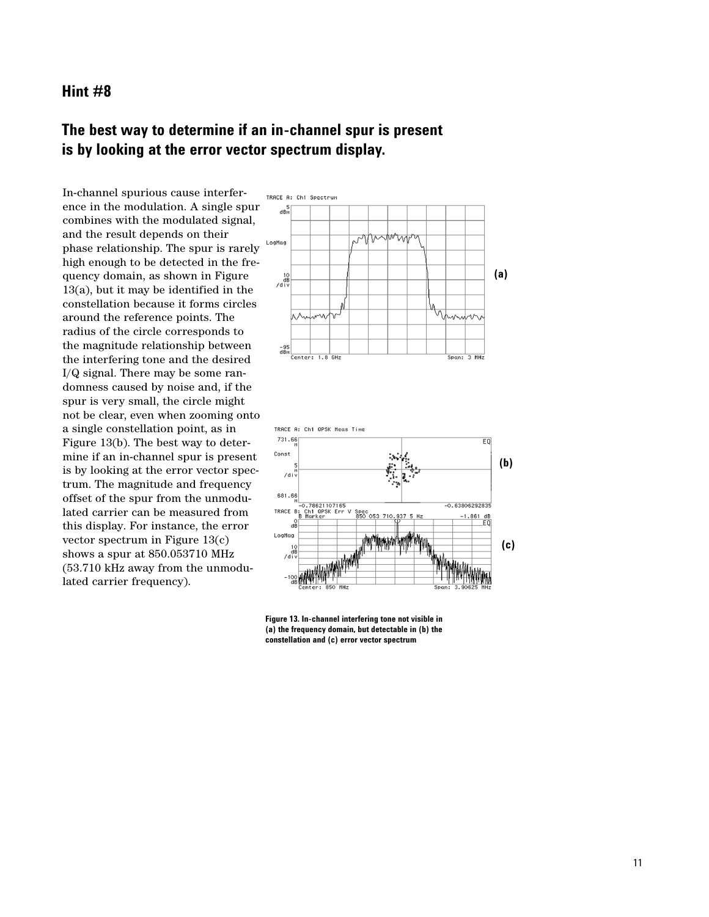## Hint #8

## The best way to determine if an in-channel spur is present is by looking at the error vector spectrum display.

In-channel spurious cause interference in the modulation. A single spur combines with the modulated signal, and the result depends on their phase relationship. The spur is rarely high enough to be detected in the frequency domain, as shown in Figure 13(a), but it may be identified in the constellation because it forms circles around the reference points. The radius of the circle corresponds to the magnitude relationship between the interfering tone and the desired I/Q signal. There may be some randomness caused by noise and, if the spur is very small, the circle might not be clear, even when zooming onto a single constellation point, as in Figure 13(b). The best way to determine if an in-channel spur is present is by looking at the error vector spectrum. The magnitude and frequency offset of the spur from the unmodulated carrier can be measured from this display. For instance, the error vector spectrum in Figure 13(c) shows a spur at 850.053710 MHz (53.710 kHz away from the unmodulated carrier frequency).

**Figure 13. In-channel interfering tone not visible in (a) the frequency domain, but detectable in (b) the constellation and (c) error vector spectrum**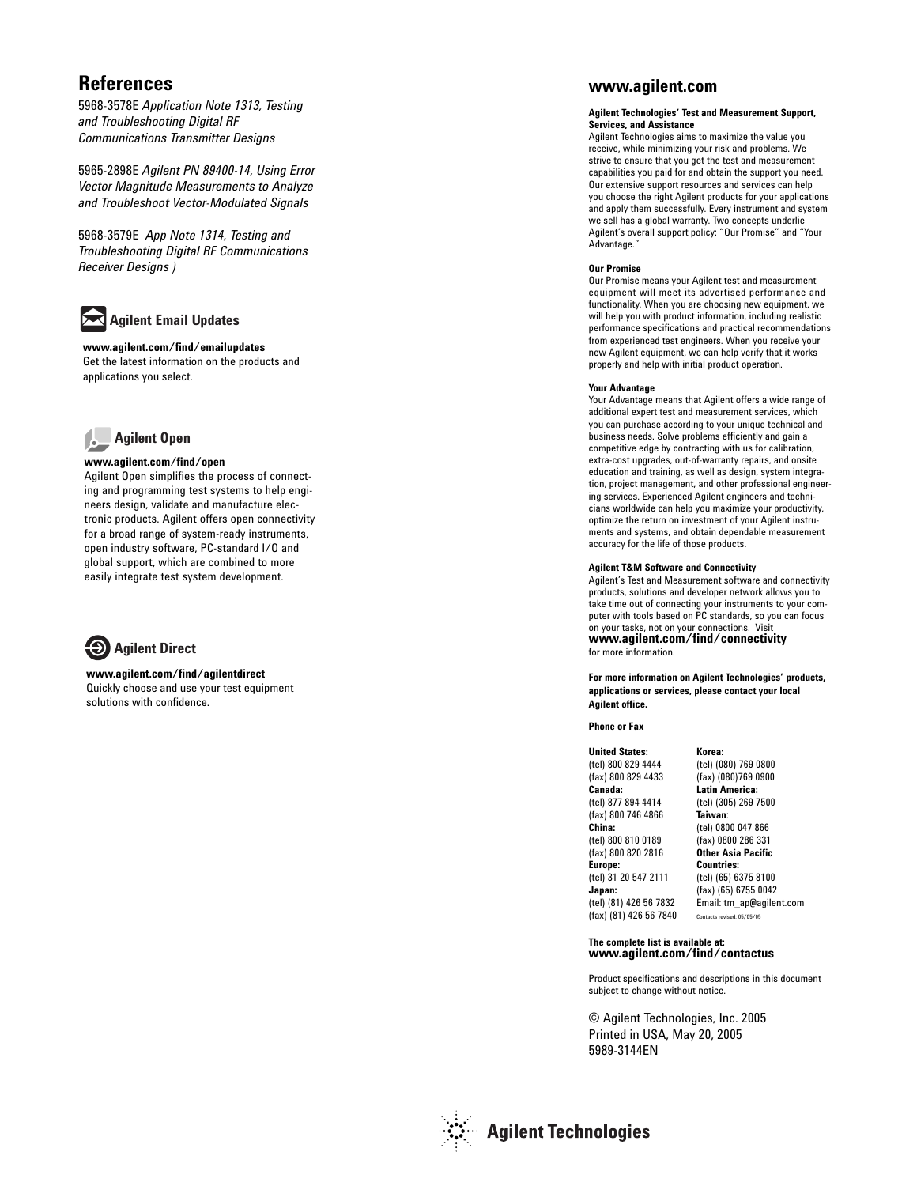## References

5968-3578E *Application Note 1313, Testing and Troubleshooting Digital RF Communications Transmitter Designs*

5965-2898E *Agilent PN 89400-14, Using Error Vector Magnitude Measurements to Analyze and Troubleshoot Vector-Modulated Signals*

5968-3579E *App Note 1314, Testing and Troubleshooting Digital RF Communications Receiver Designs )*

### Agilent Email Updates

**www.agilent.com/find/emailupdates**
Get the latest information on the products and applications you select.

### Agilent Open

**www.agilent.com/find/open**
Agilent Open simplifies the process of connecting and programming test systems to help engineers design, validate and manufacture electronic products. Agilent offers open connectivity for a broad range of system-ready instruments, open industry software, PC-standard I/O and global support, which are combined to more easily integrate test system development.

### Agilent Direct

**www.agilent.com/find/agilentdirect**
Quickly choose and use your test equipment solutions with confidence.

## www.agilent.com

**Agilent Technologies' Test and Measurement Support, Services, and Assistance**
Agilent Technologies aims to maximize the value you receive, while minimizing your risk and problems. We strive to ensure that you get the test and measurement capabilities you paid for and obtain the support you need. Our extensive support resources and services can help you choose the right Agilent products for your applications and apply them successfully. Every instrument and system we sell has a global warranty. Two concepts underlie Agilent's overall support policy: "Our Promise" and "Your Advantage."

**Our Promise**
Our Promise means your Agilent test and measurement equipment will meet its advertised performance and functionality. When you are choosing new equipment, we will help you with product information, including realistic performance specifications and practical recommendations from experienced test engineers. When you receive your new Agilent equipment, we can help verify that it works properly and help with initial product operation.

**Your Advantage**
Your Advantage means that Agilent offers a wide range of additional expert test and measurement services, which you can purchase according to your unique technical and business needs. Solve problems efficiently and gain a competitive edge by contracting with us for calibration, extra-cost upgrades, out-of-warranty repairs, and onsite education and training, as well as design, system integration, project management, and other professional engineering services. Experienced Agilent engineers and technicians worldwide can help you maximize your productivity, optimize the return on investment of your Agilent instruments and systems, and obtain dependable measurement accuracy for the life of those products.

**Agilent T&M Software and Connectivity**
Agilent's Test and Measurement software and connectivity products, solutions and developer network allows you to take time out of connecting your instruments to your computer with tools based on PC standards, so you can focus on your tasks, not on your connections. Visit
**www.agilent.com/find/connectivity**
for more information.

**For more information on Agilent Technologies' products, applications or services, please contact your local Agilent office.**

**Phone or Fax**

**United States:**
(tel) 800 829 4444
(fax) 800 829 4433
**Canada:**
(tel) 877 894 4414
(fax) 800 746 4866
**China:**
(tel) 800 810 0189
(fax) 800 820 2816
**Europe:**
(tel) 31 20 547 2111
**Japan:**
(tel) (81) 426 56 7832
(fax) (81) 426 56 7840

**Korea:**
(tel) (080) 769 0800
(fax) (080)769 0900
**Latin America:**
(tel) (305) 269 7500
**Taiwan**:
(tel) 0800 047 866
(fax) 0800 286 331
**Other Asia Pacific Countries:**
(tel) (65) 6375 8100
(fax) (65) 6755 0042
Email: tm_ap@agilent.com
Contacts revised: 05/05/05

**The complete list is available at:**
**www.agilent.com/find/contactus**

Product specifications and descriptions in this document subject to change without notice.

© Agilent Technologies, Inc. 2005
Printed in USA, May 20, 2005
5989-3144EN

Agilent Technologies